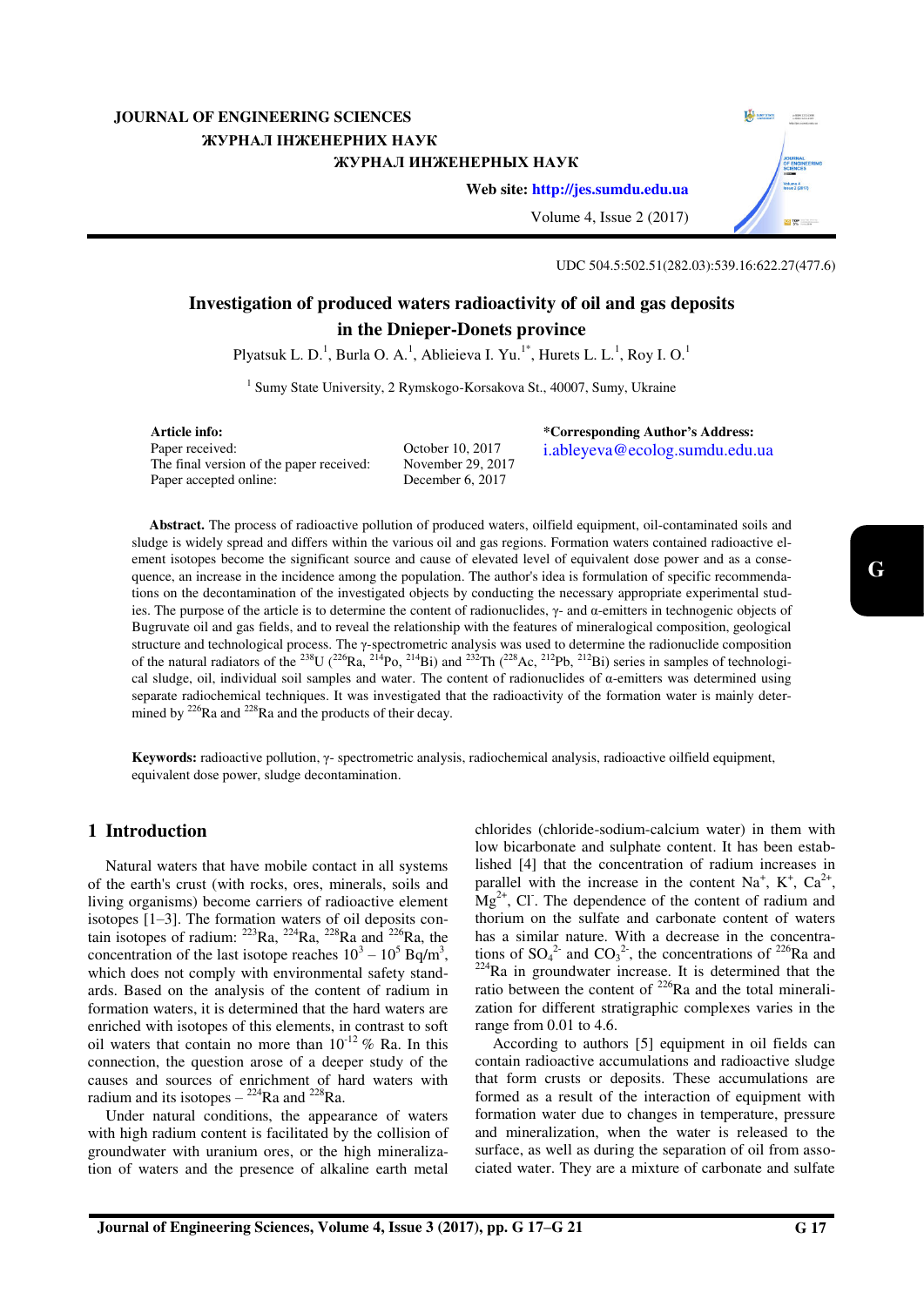UDC 504.5:502.51(282.03):539.16:622.27(477.6)

# Investigation of produced waters radioactivity of oil and gas deposits in the Dnieper-Donets province

Plyatsuk L. D.[1], Burla O. A.[1], Ablieieva I. Yu.[1*], Hurets L. L.[1], Roy I. O.[1]

[1] Sumy State University, 2 Rymskogo-Korsakova St., 40007, Sumy, Ukraine

**Article info:**
Paper received: October 10, 2017
The final version of the paper received: November 29, 2017
Paper accepted online: December 6, 2017

***Corresponding Author's Address:**
i.ableyeva@ecolog.sumdu.edu.ua

**Abstract.** The process of radioactive pollution of produced waters, oilfield equipment, oil-contaminated soils and sludge is widely spread and differs within the various oil and gas regions. Formation waters contained radioactive element isotopes become the significant source and cause of elevated level of equivalent dose power and as a consequence, an increase in the incidence among the population. The author's idea is formulation of specific recommendations on the decontamination of the investigated objects by conducting the necessary appropriate experimental studies. The purpose of the article is to determine the content of radionuclides, γ- and α-emitters in technogenic objects of Bugruvate oil and gas fields, and to reveal the relationship with the features of mineralogical composition, geological structure and technological process. The γ-spectrometric analysis was used to determine the radionuclide composition of the natural radiators of the $^{238}$U ($^{226}$Ra, $^{214}$Po, $^{214}$Bi) and $^{232}$Th ($^{228}$Ac, $^{212}$Pb, $^{212}$Bi) series in samples of technological sludge, oil, individual soil samples and water. The content of radionuclides of α-emitters was determined using separate radiochemical techniques. It was investigated that the radioactivity of the formation water is mainly determined by $^{226}$Ra and $^{228}$Ra and the products of their decay.

**Keywords:** radioactive pollution, γ- spectrometric analysis, radiochemical analysis, radioactive oilfield equipment, equivalent dose power, sludge decontamination.

## 1 Introduction

Natural waters that have mobile contact in all systems of the earth's crust (with rocks, ores, minerals, soils and living organisms) become carriers of radioactive element isotopes [1–3]. The formation waters of oil deposits contain isotopes of radium: $^{223}$Ra, $^{224}$Ra, $^{228}$Ra and $^{226}$Ra, the concentration of the last isotope reaches $10^3$ – $10^5$ Bq/m$^3$, which does not comply with environmental safety standards. Based on the analysis of the content of radium in formation waters, it is determined that the hard waters are enriched with isotopes of this elements, in contrast to soft oil waters that contain no more than $10^{-12}$ % Ra. In this connection, the question arose of a deeper study of the causes and sources of enrichment of hard waters with radium and its isotopes – $^{224}$Ra and $^{228}$Ra.

Under natural conditions, the appearance of waters with high radium content is facilitated by the collision of groundwater with uranium ores, or the high mineralization of waters and the presence of alkaline earth metal chlorides (chloride-sodium-calcium water) in them with low bicarbonate and sulphate content. It has been established [4] that the concentration of radium increases in parallel with the increase in the content $Na^{+}$, $K^{+}$, $Ca^{2+}$, $Mg^{2+}$, $Cl^{-}$. The dependence of the content of radium and thorium on the sulfate and carbonate content of waters has a similar nature. With a decrease in the concentrations of $SO_4^{2-}$ and $CO_3^{2-}$, the concentrations of $^{226}$Ra and $^{224}$Ra in groundwater increase. It is determined that the ratio between the content of $^{226}$Ra and the total mineralization for different stratigraphic complexes varies in the range from 0.01 to 4.6.

According to authors [5] equipment in oil fields can contain radioactive accumulations and radioactive sludge that form crusts or deposits. These accumulations are formed as a result of the interaction of equipment with formation water due to changes in temperature, pressure and mineralization, when the water is released to the surface, as well as during the separation of oil from associated water. They are a mixture of carbonate and sulfate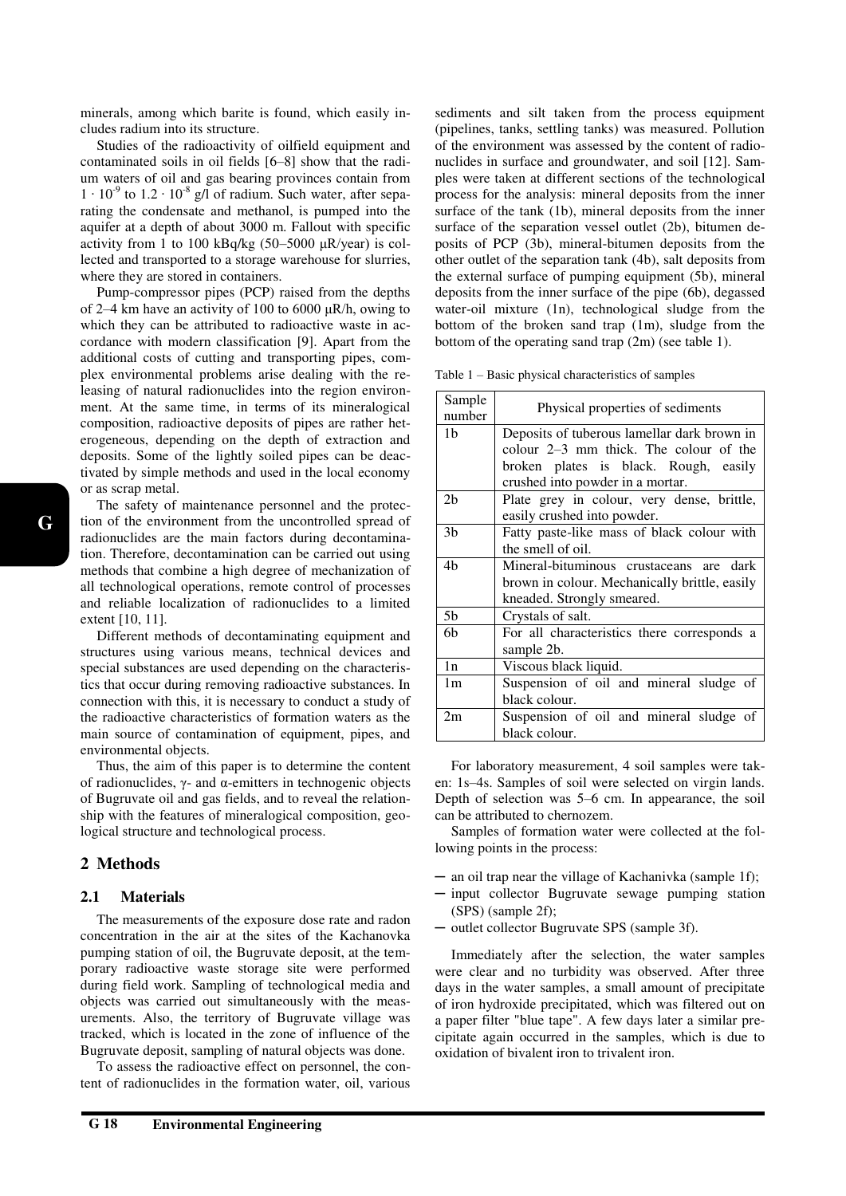minerals, among which barite is found, which easily includes radium into its structure.

Studies of the radioactivity of oilfield equipment and contaminated soils in oil fields [6–8] show that the radium waters of oil and gas bearing provinces contain from $1 \cdot 10^{-9}$ to $1.2 \cdot 10^{-8}$ g/l of radium. Such water, after separating the condensate and methanol, is pumped into the aquifer at a depth of about 3000 m. Fallout with specific activity from 1 to 100 kBq/kg (50–5000 μR/year) is collected and transported to a storage warehouse for slurries, where they are stored in containers.

Pump-compressor pipes (PCP) raised from the depths of 2–4 km have an activity of 100 to 6000 μR/h, owing to which they can be attributed to radioactive waste in accordance with modern classification [9]. Apart from the additional costs of cutting and transporting pipes, complex environmental problems arise dealing with the releasing of natural radionuclides into the region environment. At the same time, in terms of its mineralogical composition, radioactive deposits of pipes are rather heterogeneous, depending on the depth of extraction and deposits. Some of the lightly soiled pipes can be deactivated by simple methods and used in the local economy or as scrap metal.

The safety of maintenance personnel and the protection of the environment from the uncontrolled spread of radionuclides are the main factors during decontamination. Therefore, decontamination can be carried out using methods that combine a high degree of mechanization of all technological operations, remote control of processes and reliable localization of radionuclides to a limited extent [10, 11].

Different methods of decontaminating equipment and structures using various means, technical devices and special substances are used depending on the characteristics that occur during removing radioactive substances. In connection with this, it is necessary to conduct a study of the radioactive characteristics of formation waters as the main source of contamination of equipment, pipes, and environmental objects.

Thus, the aim of this paper is to determine the content of radionuclides, γ- and α-emitters in technogenic objects of Bugruvate oil and gas fields, and to reveal the relationship with the features of mineralogical composition, geological structure and technological process.

## 2 Methods

### 2.1 Materials

The measurements of the exposure dose rate and radon concentration in the air at the sites of the Kachanovka pumping station of oil, the Bugruvate deposit, at the temporary radioactive waste storage site were performed during field work. Sampling of technological media and objects was carried out simultaneously with the measurements. Also, the territory of Bugruvate village was tracked, which is located in the zone of influence of the Bugruvate deposit, sampling of natural objects was done.

To assess the radioactive effect on personnel, the content of radionuclides in the formation water, oil, various sediments and silt taken from the process equipment (pipelines, tanks, settling tanks) was measured. Pollution of the environment was assessed by the content of radionuclides in surface and groundwater, and soil [12]. Samples were taken at different sections of the technological process for the analysis: mineral deposits from the inner surface of the tank (1b), mineral deposits from the inner surface of the separation vessel outlet (2b), bitumen deposits of PCP (3b), mineral-bitumen deposits from the other outlet of the separation tank (4b), salt deposits from the external surface of pumping equipment (5b), mineral deposits from the inner surface of the pipe (6b), degassed water-oil mixture (1n), technological sludge from the bottom of the broken sand trap (1m), sludge from the bottom of the operating sand trap (2m) (see table 1).

Table 1 – Basic physical characteristics of samples

| Sample number | Physical properties of sediments |
|---|---|
| 1b | Deposits of tuberous lamellar dark brown in colour 2–3 mm thick. The colour of the broken plates is black. Rough, easily crushed into powder in a mortar. |
| 2b | Plate grey in colour, very dense, brittle, easily crushed into powder. |
| 3b | Fatty paste-like mass of black colour with the smell of oil. |
| 4b | Mineral-bituminous crustaceans are dark brown in colour. Mechanically brittle, easily kneaded. Strongly smeared. |
| 5b | Crystals of salt. |
| 6b | For all characteristics there corresponds a sample 2b. |
| 1n | Viscous black liquid. |
| 1m | Suspension of oil and mineral sludge of black colour. |
| 2m | Suspension of oil and mineral sludge of black colour. |

For laboratory measurement, 4 soil samples were taken: 1s–4s. Samples of soil were selected on virgin lands. Depth of selection was 5–6 cm. In appearance, the soil can be attributed to chernozem.

Samples of formation water were collected at the following points in the process:

- an oil trap near the village of Kachanivka (sample 1f);
- input collector Bugruvate sewage pumping station (SPS) (sample 2f);
- outlet collector Bugruvate SPS (sample 3f).

Immediately after the selection, the water samples were clear and no turbidity was observed. After three days in the water samples, a small amount of precipitate of iron hydroxide precipitated, which was filtered out on a paper filter "blue tape". A few days later a similar precipitate again occurred in the samples, which is due to oxidation of bivalent iron to trivalent iron.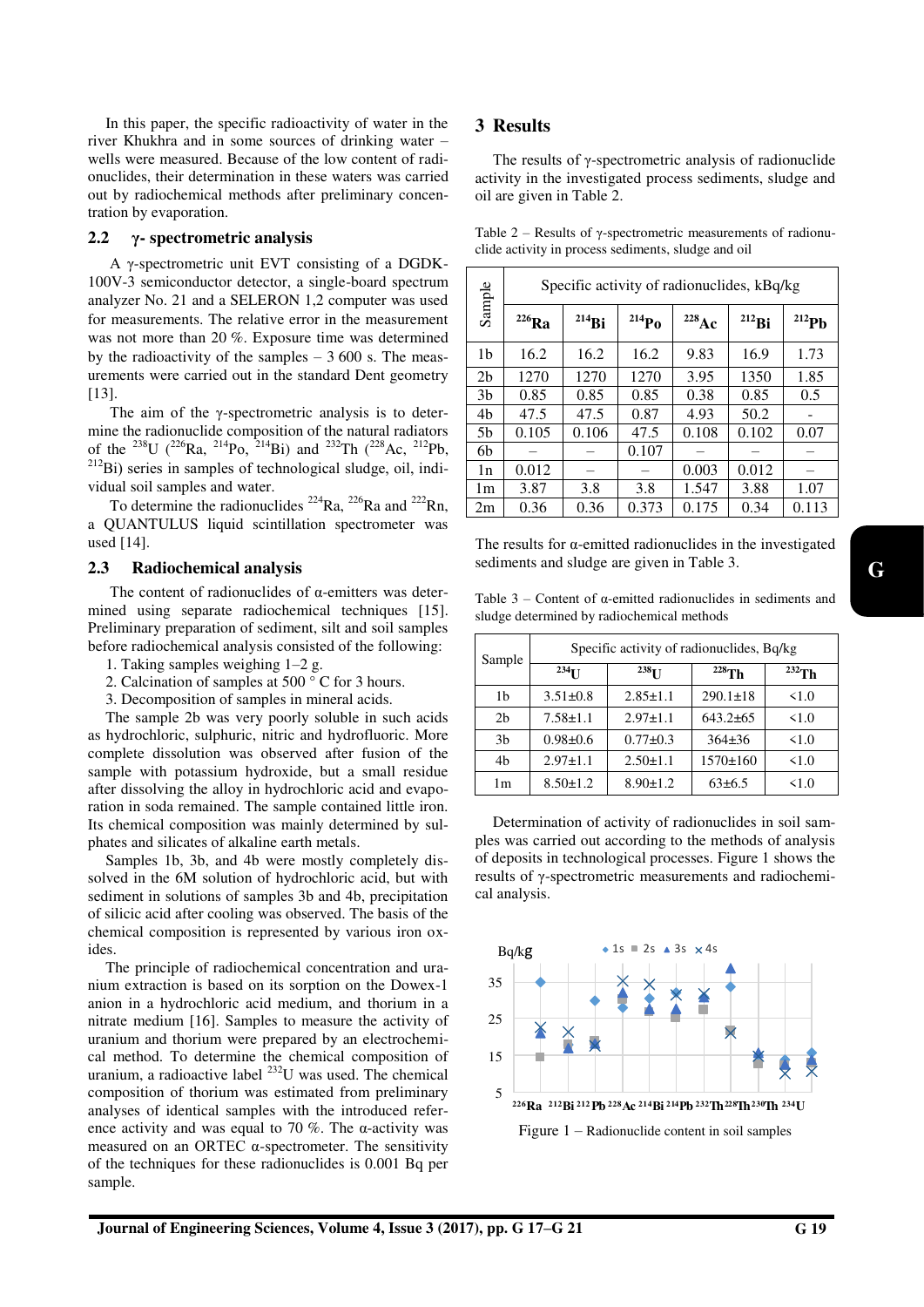In this paper, the specific radioactivity of water in the river Khukhra and in some sources of drinking water – wells were measured. Because of the low content of radionuclides, their determination in these waters was carried out by radiochemical methods after preliminary concentration by evaporation.

### 2.2 γ- spectrometric analysis

A γ-spectrometric unit EVT consisting of a DGDK-100V-3 semiconductor detector, a single-board spectrum analyzer No. 21 and a SELERON 1,2 computer was used for measurements. The relative error in the measurement was not more than 20 %. Exposure time was determined by the radioactivity of the samples – 3 600 s. The measurements were carried out in the standard Dent geometry [13].

The aim of the γ-spectrometric analysis is to determine the radionuclide composition of the natural radiators of the $^{238}$U ($^{226}$Ra, $^{214}$Po, $^{214}$Bi) and $^{232}$Th ($^{228}$Ac, $^{212}$Pb, $^{212}$Bi) series in samples of technological sludge, oil, individual soil samples and water.

To determine the radionuclides $^{224}$Ra, $^{226}$Ra and $^{222}$Rn, a QUANTULUS liquid scintillation spectrometer was used [14].

### 2.3 Radiochemical analysis

The content of radionuclides of α-emitters was determined using separate radiochemical techniques [15]. Preliminary preparation of sediment, silt and soil samples before radiochemical analysis consisted of the following:

1. Taking samples weighing 1–2 g.
2. Calcination of samples at 500 ° C for 3 hours.
3. Decomposition of samples in mineral acids.

The sample 2b was very poorly soluble in such acids as hydrochloric, sulphuric, nitric and hydrofluoric. More complete dissolution was observed after fusion of the sample with potassium hydroxide, but a small residue after dissolving the alloy in hydrochloric acid and evaporation in soda remained. The sample contained little iron. Its chemical composition was mainly determined by sulphates and silicates of alkaline earth metals.

Samples 1b, 3b, and 4b were mostly completely dissolved in the 6M solution of hydrochloric acid, but with sediment in solutions of samples 3b and 4b, precipitation of silicic acid after cooling was observed. The basis of the chemical composition is represented by various iron oxides.

The principle of radiochemical concentration and uranium extraction is based on its sorption on the Dowex-1 anion in a hydrochloric acid medium, and thorium in a nitrate medium [16]. Samples to measure the activity of uranium and thorium were prepared by an electrochemical method. To determine the chemical composition of uranium, a radioactive label $^{232}$U was used. The chemical composition of thorium was estimated from preliminary analyses of identical samples with the introduced reference activity and was equal to 70 %. The α-activity was measured on an ORTEC α-spectrometer. The sensitivity of the techniques for these radionuclides is 0.001 Bq per sample.

## 3 Results

The results of γ-spectrometric analysis of radionuclide activity in the investigated process sediments, sludge and oil are given in Table 2.

Table 2 – Results of γ-spectrometric measurements of radionuclide activity in process sediments, sludge and oil

| Sample | Specific activity of radionuclides, kBq/kg | | | | | |
|---|---|---|---|---|---|---|
| | $^{226}$Ra | $^{214}$Bi | $^{214}$Po | $^{228}$Ac | $^{212}$Bi | $^{212}$Pb |
| 1b | 16.2 | 16.2 | 16.2 | 9.83 | 16.9 | 1.73 |
| 2b | 1270 | 1270 | 1270 | 3.95 | 1350 | 1.85 |
| 3b | 0.85 | 0.85 | 0.85 | 0.38 | 0.85 | 0.5 |
| 4b | 47.5 | 47.5 | 0.87 | 4.93 | 50.2 | - |
| 5b | 0.105 | 0.106 | 47.5 | 0.108 | 0.102 | 0.07 |
| 6b | – | – | 0.107 | – | – | – |
| 1n | 0.012 | – | – | 0.003 | 0.012 | – |
| 1m | 3.87 | 3.8 | 3.8 | 1.547 | 3.88 | 1.07 |
| 2m | 0.36 | 0.36 | 0.373 | 0.175 | 0.34 | 0.113 |

The results for α-emitted radionuclides in the investigated sediments and sludge are given in Table 3.

Table 3 – Content of α-emitted radionuclides in sediments and sludge determined by radiochemical methods

| Sample | Specific activity of radionuclides, Bq/kg | | | |
|---|---|---|---|---|
| | $^{234}$U | $^{238}$U | $^{228}$Th | $^{232}$Th |
| 1b | 3.51±0.8 | 2.85±1.1 | 290.1±18 | <1.0 |
| 2b | 7.58±1.1 | 2.97±1.1 | 643.2±65 | <1.0 |
| 3b | 0.98±0.6 | 0.77±0.3 | 364±36 | <1.0 |
| 4b | 2.97±1.1 | 2.50±1.1 | 1570±160 | <1.0 |
| 1m | 8.50±1.2 | 8.90±1.2 | 63±6.5 | <1.0 |

Determination of activity of radionuclides in soil samples was carried out according to the methods of analysis of deposits in technological processes. Figure 1 shows the results of γ-spectrometric measurements and radiochemical analysis.

Figure 1 – Radionuclide content in soil samples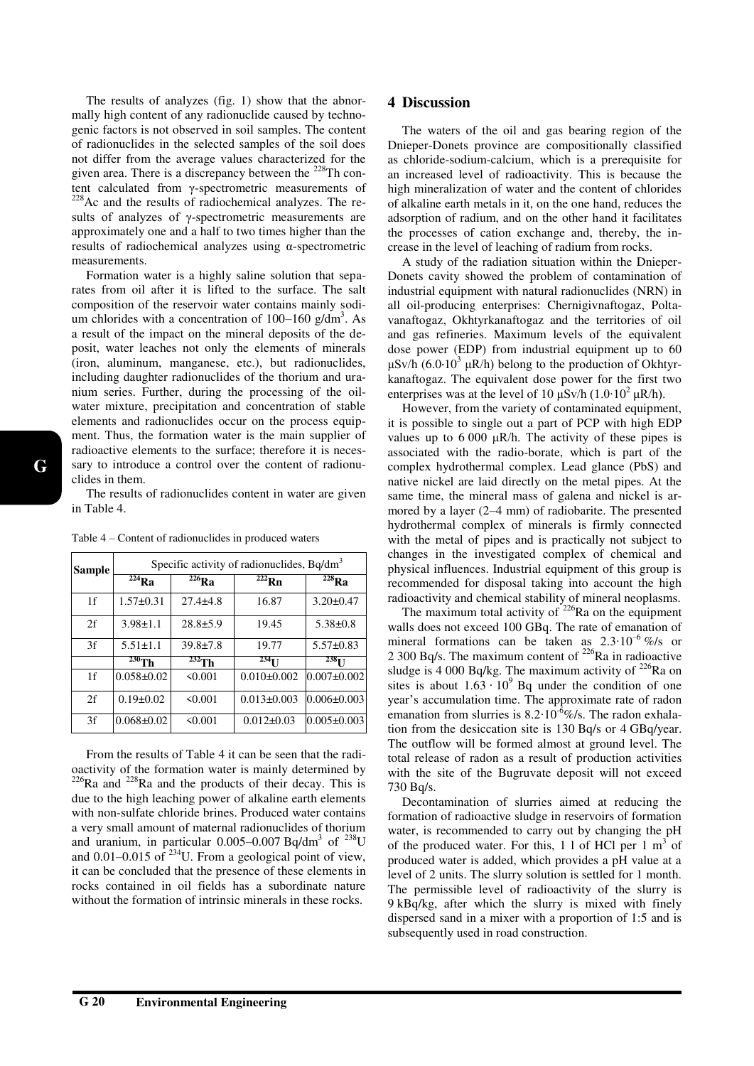The results of analyzes (fig. 1) show that the abnormally high content of any radionuclide caused by technogenic factors is not observed in soil samples. The content of radionuclides in the selected samples of the soil does not differ from the average values characterized for the given area. There is a discrepancy between the $^{228}$Th content calculated from γ-spectrometric measurements of $^{228}$Ac and the results of radiochemical analyzes. The results of analyzes of γ-spectrometric measurements are approximately one and a half to two times higher than the results of radiochemical analyzes using α-spectrometric measurements.

Formation water is a highly saline solution that separates from oil after it is lifted to the surface. The salt composition of the reservoir water contains mainly sodium chlorides with a concentration of 100–160 g/dm$^3$. As a result of the impact on the mineral deposits of the deposit, water leaches not only the elements of minerals (iron, aluminum, manganese, etc.), but radionuclides, including daughter radionuclides of the thorium and uranium series. Further, during the processing of the oil-water mixture, precipitation and concentration of stable elements and radionuclides occur on the process equipment. Thus, the formation water is the main supplier of radioactive elements to the surface; therefore it is necessary to introduce a control over the content of radionuclides in them.

The results of radionuclides content in water are given in Table 4.

Table 4 – Content of radionuclides in produced waters

| Sample | Specific activity of radionuclides, Bq/dm$^3$ | | | |
|---|---|---|---|---|
| | $^{224}$Ra | $^{226}$Ra | $^{222}$Rn | $^{228}$Ra |
| 1f | 1.57±0.31 | 27.4±4.8 | 16.87 | 3.20±0.47 |
| 2f | 3.98±1.1 | 28.8±5.9 | 19.45 | 5.38±0.8 |
| 3f | 5.51±1.1 | 39.8±7.8 | 19.77 | 5.57±0.83 |
| | $^{230}$Th | $^{232}$Th | $^{234}$U | $^{238}$U |
| 1f | 0.058±0.02 | <0.001 | 0.010±0.002 | 0.007±0.002 |
| 2f | 0.19±0.02 | <0.001 | 0.013±0.003 | 0.006±0.003 |
| 3f | 0.068±0.02 | <0.001 | 0.012±0.03 | 0.005±0.003 |

From the results of Table 4 it can be seen that the radioactivity of the formation water is mainly determined by $^{226}$Ra and $^{228}$Ra and the products of their decay. This is due to the high leaching power of alkaline earth elements with non-sulfate chloride brines. Produced water contains a very small amount of maternal radionuclides of thorium and uranium, in particular 0.005–0.007 Bq/dm$^3$ of $^{238}$U and 0.01–0.015 of $^{234}$U. From a geological point of view, it can be concluded that the presence of these elements in rocks contained in oil fields has a subordinate nature without the formation of intrinsic minerals in these rocks.

## 4 Discussion

The waters of the oil and gas bearing region of the Dnieper-Donets province are compositionally classified as chloride-sodium-calcium, which is a prerequisite for an increased level of radioactivity. This is because the high mineralization of water and the content of chlorides of alkaline earth metals in it, on the one hand, reduces the adsorption of radium, and on the other hand it facilitates the processes of cation exchange and, thereby, the increase in the level of leaching of radium from rocks.

A study of the radiation situation within the Dnieper-Donets cavity showed the problem of contamination of industrial equipment with natural radionuclides (NRN) in all oil-producing enterprises: Chernigivnaftogaz, Poltavanaftogaz, Okhtyrkanaftogaz and the territories of oil and gas refineries. Maximum levels of the equivalent dose power (EDP) from industrial equipment up to 60 μSv/h ($6.0\cdot10^3$ μR/h) belong to the production of Okhtyrkanaftogaz. The equivalent dose power for the first two enterprises was at the level of 10 μSv/h ($1.0\cdot10^2$ μR/h).

However, from the variety of contaminated equipment, it is possible to single out a part of PCP with high EDP values up to 6 000 μR/h. The activity of these pipes is associated with the radio-borate, which is part of the complex hydrothermal complex. Lead glance (PbS) and native nickel are laid directly on the metal pipes. At the same time, the mineral mass of galena and nickel is armored by a layer (2–4 mm) of radiobarite. The presented hydrothermal complex of minerals is firmly connected with the metal of pipes and is practically not subject to changes in the investigated complex of chemical and physical influences. Industrial equipment of this group is recommended for disposal taking into account the high radioactivity and chemical stability of mineral neoplasms.

The maximum total activity of $^{226}$Ra on the equipment walls does not exceed 100 GBq. The rate of emanation of mineral formations can be taken as $2.3\cdot10^{-6}$ %/s or 2 300 Bq/s. The maximum content of $^{226}$Ra in radioactive sludge is 4 000 Bq/kg. The maximum activity of $^{226}$Ra on sites is about $1.63\cdot10^9$ Bq under the condition of one year's accumulation time. The approximate rate of radon emanation from slurries is $8.2\cdot10^{-6}$%/s. The radon exhalation from the desiccation site is 130 Bq/s or 4 GBq/year. The outflow will be formed almost at ground level. The total release of radon as a result of production activities with the site of the Bugruvate deposit will not exceed 730 Bq/s.

Decontamination of slurries aimed at reducing the formation of radioactive sludge in reservoirs of formation water, is recommended to carry out by changing the pH of the produced water. For this, 1 l of HCl per 1 m$^3$ of produced water is added, which provides a pH value at a level of 2 units. The slurry solution is settled for 1 month. The permissible level of radioactivity of the slurry is 9 kBq/kg, after which the slurry is mixed with finely dispersed sand in a mixer with a proportion of 1:5 and is subsequently used in road construction.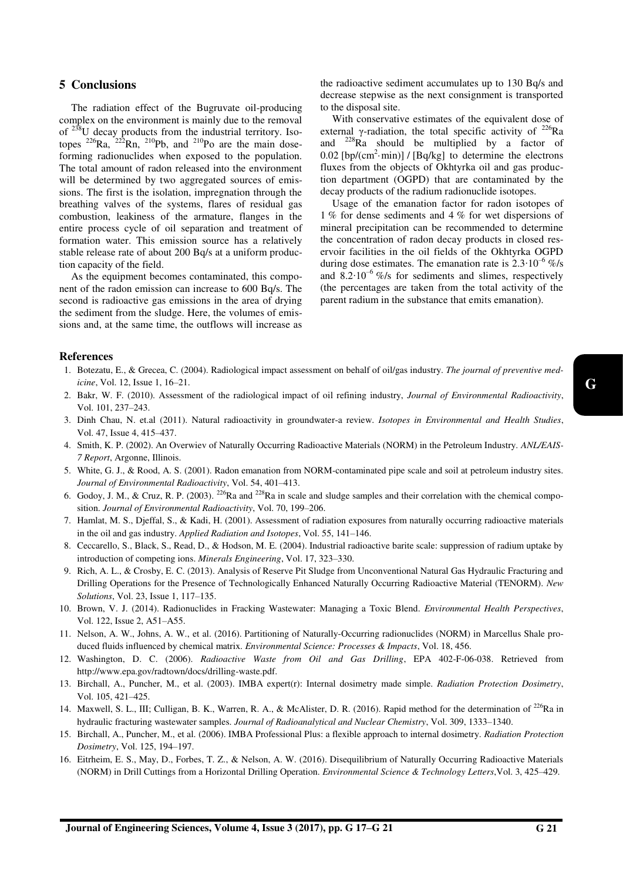## 5 Conclusions

The radiation effect of the Bugruvate oil-producing complex on the environment is mainly due to the removal of $^{238}U$ decay products from the industrial territory. Isotopes $^{226}Ra$, $^{222}Rn$, $^{210}Pb$, and $^{210}Po$ are the main dose-forming radionuclides when exposed to the population. The total amount of radon released into the environment will be determined by two aggregated sources of emissions. The first is the isolation, impregnation through the breathing valves of the systems, flares of residual gas combustion, leakiness of the armature, flanges in the entire process cycle of oil separation and treatment of formation water. This emission source has a relatively stable release rate of about 200 Bq/s at a uniform production capacity of the field.

As the equipment becomes contaminated, this component of the radon emission can increase to 600 Bq/s. The second is radioactive gas emissions in the area of drying the sediment from the sludge. Here, the volumes of emissions and, at the same time, the outflows will increase as the radioactive sediment accumulates up to 130 Bq/s and decrease stepwise as the next consignment is transported to the disposal site.

With conservative estimates of the equivalent dose of external γ-radiation, the total specific activity of $^{226}Ra$ and $^{228}Ra$ should be multiplied by a factor of 0.02 [bp/(cm$^2$·min)] / [Bq/kg] to determine the electrons fluxes from the objects of Okhtyrka oil and gas production department (OGPD) that are contaminated by the decay products of the radium radionuclide isotopes.

Usage of the emanation factor for radon isotopes of 1 % for dense sediments and 4 % for wet dispersions of mineral precipitation can be recommended to determine the concentration of radon decay products in closed reservoir facilities in the oil fields of the Okhtyrka OGPD during dose estimates. The emanation rate is $2.3 \cdot 10^{-6}$ %/s and $8.2 \cdot 10^{-6}$ %/s for sediments and slimes, respectively (the percentages are taken from the total activity of the parent radium in the substance that emits emanation).

## References

1. Botezatu, E., & Grecea, C. (2004). Radiological impact assessment on behalf of oil/gas industry. *The journal of preventive medicine*, Vol. 12, Issue 1, 16–21.
2. Bakr, W. F. (2010). Assessment of the radiological impact of oil refining industry, *Journal of Environmental Radioactivity*, Vol. 101, 237–243.
3. Dinh Chau, N. et.al (2011). Natural radioactivity in groundwater-a review. *Isotopes in Environmental and Health Studies*, Vol. 47, Issue 4, 415–437.
4. Smith, K. P. (2002). An Overwiev of Naturally Occurring Radioactive Materials (NORM) in the Petroleum Industry. *ANL/EAIS-7 Report*, Argonne, Illinois.
5. White, G. J., & Rood, A. S. (2001). Radon emanation from NORM-contaminated pipe scale and soil at petroleum industry sites. *Journal of Environmental Radioactivity*, Vol. 54, 401–413.
6. Godoy, J. M., & Cruz, R. P. (2003). $^{226}Ra$ and $^{228}Ra$ in scale and sludge samples and their correlation with the chemical composition. *Journal of Environmental Radioactivity*, Vol. 70, 199–206.
7. Hamlat, M. S., Djeffal, S., & Kadi, H. (2001). Assessment of radiation exposures from naturally occurring radioactive materials in the oil and gas industry. *Applied Radiation and Isotopes*, Vol. 55, 141–146.
8. Ceccarello, S., Black, S., Read, D., & Hodson, M. E. (2004). Industrial radioactive barite scale: suppression of radium uptake by introduction of competing ions. *Minerals Engineering*, Vol. 17, 323–330.
9. Rich, A. L., & Crosby, E. C. (2013). Analysis of Reserve Pit Sludge from Unconventional Natural Gas Hydraulic Fracturing and Drilling Operations for the Presence of Technologically Enhanced Naturally Occurring Radioactive Material (TENORM). *New Solutions*, Vol. 23, Issue 1, 117–135.
10. Brown, V. J. (2014). Radionuclides in Fracking Wastewater: Managing a Toxic Blend. *Environmental Health Perspectives*, Vol. 122, Issue 2, A51–A55.
11. Nelson, A. W., Johns, A. W., et al. (2016). Partitioning of Naturally-Occurring radionuclides (NORM) in Marcellus Shale produced fluids influenced by chemical matrix. *Environmental Science: Processes & Impacts*, Vol. 18, 456.
12. Washington, D. C. (2006). *Radioactive Waste from Oil and Gas Drilling*, EPA 402-F-06-038. Retrieved from http://www.epa.gov/radtown/docs/drilling-waste.pdf.
13. Birchall, A., Puncher, M., et al. (2003). IMBA expert(r): Internal dosimetry made simple. *Radiation Protection Dosimetry*, Vol. 105, 421–425.
14. Maxwell, S. L., III; Culligan, B. K., Warren, R. A., & McAlister, D. R. (2016). Rapid method for the determination of $^{226}Ra$ in hydraulic fracturing wastewater samples. *Journal of Radioanalytical and Nuclear Chemistry*, Vol. 309, 1333–1340.
15. Birchall, A., Puncher, M., et al. (2006). IMBA Professional Plus: a flexible approach to internal dosimetry. *Radiation Protection Dosimetry*, Vol. 125, 194–197.
16. Eitrheim, E. S., May, D., Forbes, T. Z., & Nelson, A. W. (2016). Disequilibrium of Naturally Occurring Radioactive Materials (NORM) in Drill Cuttings from a Horizontal Drilling Operation. *Environmental Science & Technology Letters*,Vol. 3, 425–429.